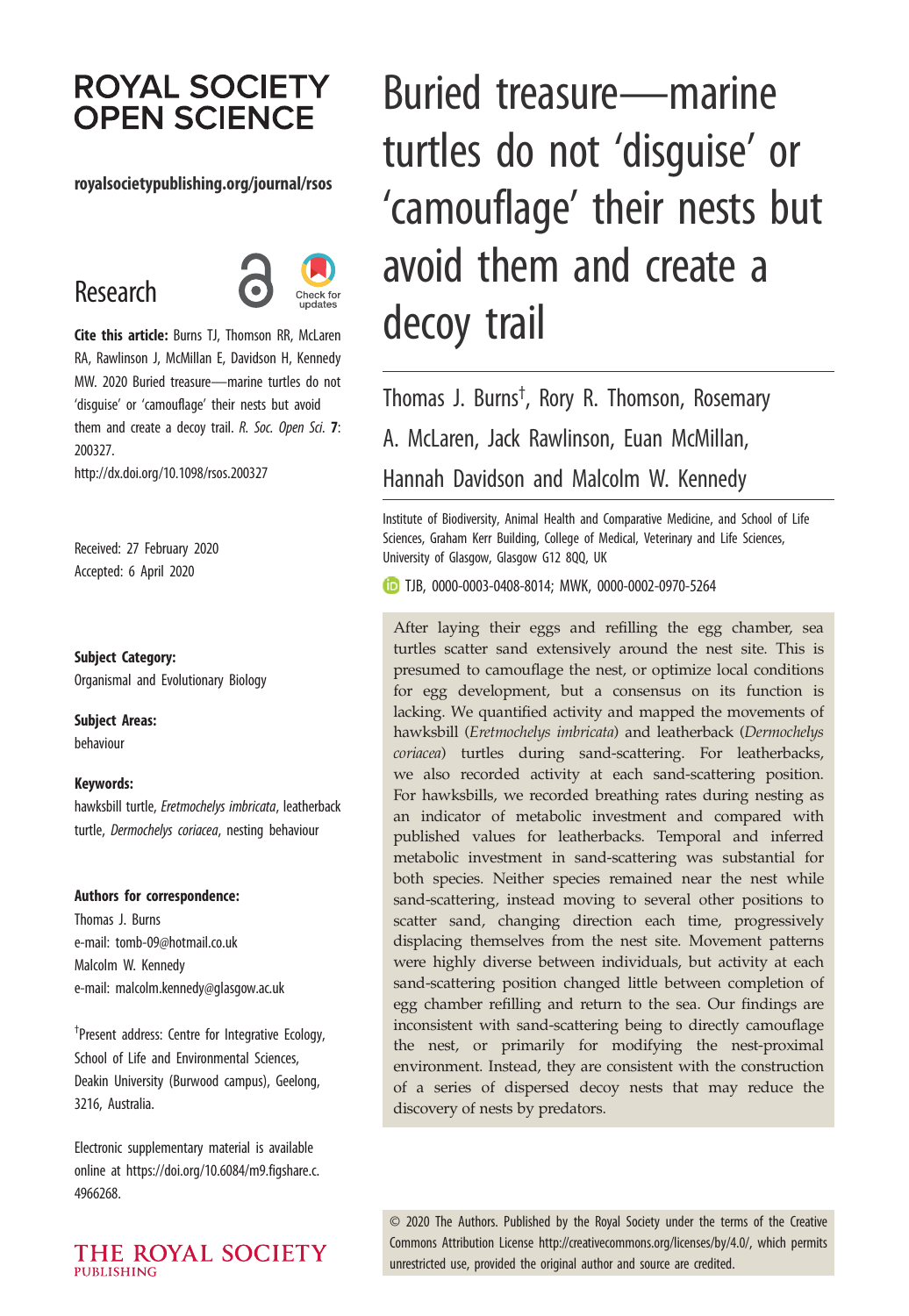# ROYAL SOCIETY OPEN SCIENCE

royalsocietypublishing.org/journal/rsos

Research

**Cite this article:** Burns TJ, Thomson RR, McLaren RA, Rawlinson J, McMillan E, Davidson H, Kennedy MW. 2020 Buried treasure—marine turtles do not 'disguise' or 'camouflage' their nests but avoid them and create a decoy trail. *R. Soc. Open Sci.* **7**: 200327.
http://dx.doi.org/10.1098/rsos.200327

Received: 27 February 2020
Accepted: 6 April 2020

**Subject Category:**
Organismal and Evolutionary Biology

**Subject Areas:**
behaviour

**Keywords:**
hawksbill turtle, *Eretmochelys imbricata*, leatherback turtle, *Dermochelys coriacea*, nesting behaviour

**Authors for correspondence:**
Thomas J. Burns
e-mail: tomb-09@hotmail.co.uk
Malcolm W. Kennedy
e-mail: malcolm.kennedy@glasgow.ac.uk

[†]Present address: Centre for Integrative Ecology, School of Life and Environmental Sciences, Deakin University (Burwood campus), Geelong, 3216, Australia.

Electronic supplementary material is available online at https://doi.org/10.6084/m9.figshare.c.4966268.

# Buried treasure—marine turtles do not 'disguise' or 'camouflage' their nests but avoid them and create a decoy trail

Thomas J. Burns[†], Rory R. Thomson, Rosemary A. McLaren, Jack Rawlinson, Euan McMillan, Hannah Davidson and Malcolm W. Kennedy

Institute of Biodiversity, Animal Health and Comparative Medicine, and School of Life Sciences, Graham Kerr Building, College of Medical, Veterinary and Life Sciences, University of Glasgow, Glasgow G12 8QQ, UK

TJB, 0000-0003-0408-8014; MWK, 0000-0002-0970-5264

After laying their eggs and refilling the egg chamber, sea turtles scatter sand extensively around the nest site. This is presumed to camouflage the nest, or optimize local conditions for egg development, but a consensus on its function is lacking. We quantified activity and mapped the movements of hawksbill (*Eretmochelys imbricata*) and leatherback (*Dermochelys coriacea*) turtles during sand-scattering. For leatherbacks, we also recorded activity at each sand-scattering position. For hawksbills, we recorded breathing rates during nesting as an indicator of metabolic investment and compared with published values for leatherbacks. Temporal and inferred metabolic investment in sand-scattering was substantial for both species. Neither species remained near the nest while sand-scattering, instead moving to several other positions to scatter sand, changing direction each time, progressively displacing themselves from the nest site. Movement patterns were highly diverse between individuals, but activity at each sand-scattering position changed little between completion of egg chamber refilling and return to the sea. Our findings are inconsistent with sand-scattering being to directly camouflage the nest, or primarily for modifying the nest-proximal environment. Instead, they are consistent with the construction of a series of dispersed decoy nests that may reduce the discovery of nests by predators.

© 2020 The Authors. Published by the Royal Society under the terms of the Creative Commons Attribution License http://creativecommons.org/licenses/by/4.0/, which permits unrestricted use, provided the original author and source are credited.

THE ROYAL SOCIETY PUBLISHING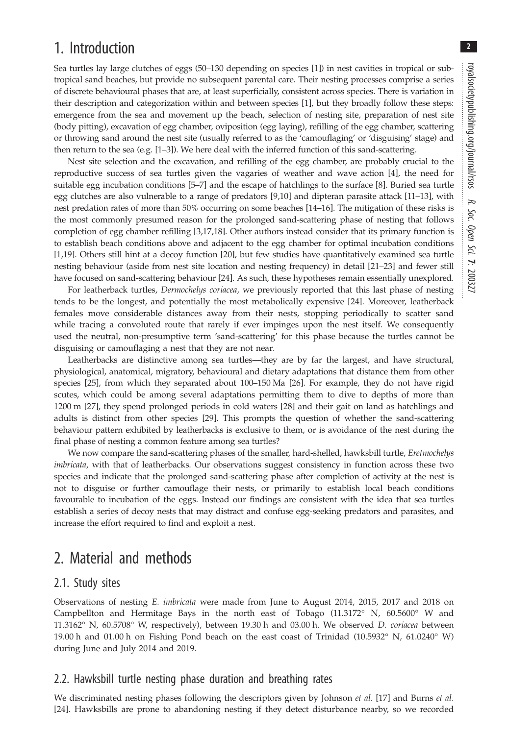# 1. Introduction

Sea turtles lay large clutches of eggs (50–130 depending on species [1]) in nest cavities in tropical or subtropical sand beaches, but provide no subsequent parental care. Their nesting processes comprise a series of discrete behavioural phases that are, at least superficially, consistent across species. There is variation in their description and categorization within and between species [1], but they broadly follow these steps: emergence from the sea and movement up the beach, selection of nesting site, preparation of nest site (body pitting), excavation of egg chamber, oviposition (egg laying), refilling of the egg chamber, scattering or throwing sand around the nest site (usually referred to as the 'camouflaging' or 'disguising' stage) and then return to the sea (e.g. [1–3]). We here deal with the inferred function of this sand-scattering.

Nest site selection and the excavation, and refilling of the egg chamber, are probably crucial to the reproductive success of sea turtles given the vagaries of weather and wave action [4], the need for suitable egg incubation conditions [5–7] and the escape of hatchlings to the surface [8]. Buried sea turtle egg clutches are also vulnerable to a range of predators [9,10] and dipteran parasite attack [11–13], with nest predation rates of more than 50% occurring on some beaches [14–16]. The mitigation of these risks is the most commonly presumed reason for the prolonged sand-scattering phase of nesting that follows completion of egg chamber refilling [3,17,18]. Other authors instead consider that its primary function is to establish beach conditions above and adjacent to the egg chamber for optimal incubation conditions [1,19]. Others still hint at a decoy function [20], but few studies have quantitatively examined sea turtle nesting behaviour (aside from nest site location and nesting frequency) in detail [21–23] and fewer still have focused on sand-scattering behaviour [24]. As such, these hypotheses remain essentially unexplored.

For leatherback turtles, *Dermochelys coriacea*, we previously reported that this last phase of nesting tends to be the longest, and potentially the most metabolically expensive [24]. Moreover, leatherback females move considerable distances away from their nests, stopping periodically to scatter sand while tracing a convoluted route that rarely if ever impinges upon the nest itself. We consequently used the neutral, non-presumptive term 'sand-scattering' for this phase because the turtles cannot be disguising or camouflaging a nest that they are not near.

Leatherbacks are distinctive among sea turtles—they are by far the largest, and have structural, physiological, anatomical, migratory, behavioural and dietary adaptations that distance them from other species [25], from which they separated about 100–150 Ma [26]. For example, they do not have rigid scutes, which could be among several adaptations permitting them to dive to depths of more than 1200 m [27], they spend prolonged periods in cold waters [28] and their gait on land as hatchlings and adults is distinct from other species [29]. This prompts the question of whether the sand-scattering behaviour pattern exhibited by leatherbacks is exclusive to them, or is avoidance of the nest during the final phase of nesting a common feature among sea turtles?

We now compare the sand-scattering phases of the smaller, hard-shelled, hawksbill turtle, *Eretmochelys imbricata*, with that of leatherbacks. Our observations suggest consistency in function across these two species and indicate that the prolonged sand-scattering phase after completion of activity at the nest is not to disguise or further camouflage their nests, or primarily to establish local beach conditions favourable to incubation of the eggs. Instead our findings are consistent with the idea that sea turtles establish a series of decoy nests that may distract and confuse egg-seeking predators and parasites, and increase the effort required to find and exploit a nest.

# 2. Material and methods

## 2.1. Study sites

Observations of nesting *E. imbricata* were made from June to August 2014, 2015, 2017 and 2018 on Campbellton and Hermitage Bays in the north east of Tobago (11.3172° N, 60.5600° W and 11.3162° N, 60.5708° W, respectively), between 19.30 h and 03.00 h. We observed *D. coriacea* between 19.00 h and 01.00 h on Fishing Pond beach on the east coast of Trinidad (10.5932° N, 61.0240° W) during June and July 2014 and 2019.

## 2.2. Hawksbill turtle nesting phase duration and breathing rates

We discriminated nesting phases following the descriptors given by Johnson *et al*. [17] and Burns *et al*. [24]. Hawksbills are prone to abandoning nesting if they detect disturbance nearby, so we recorded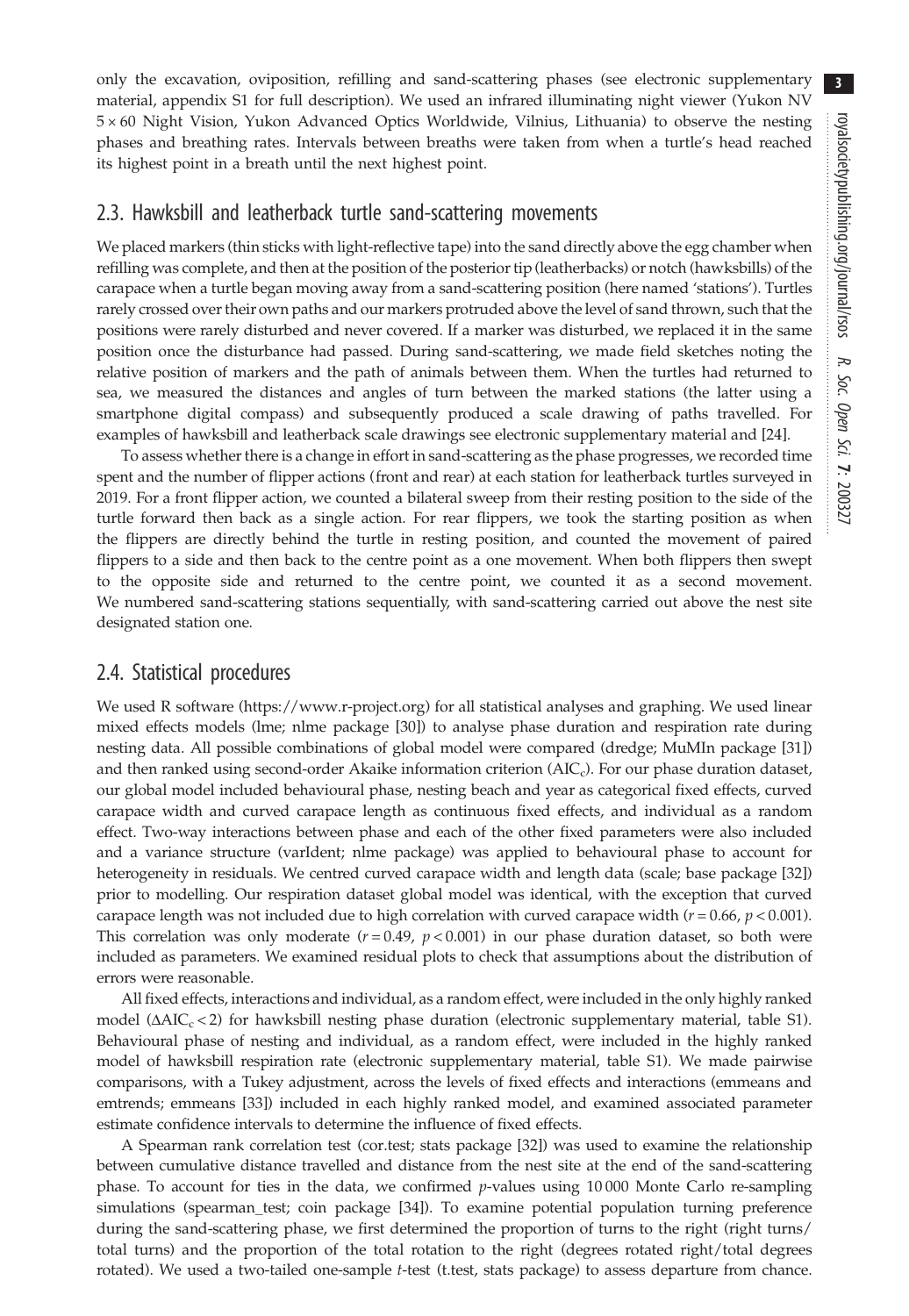only the excavation, oviposition, refilling and sand-scattering phases (see electronic supplementary material, appendix S1 for full description). We used an infrared illuminating night viewer (Yukon NV 5 × 60 Night Vision, Yukon Advanced Optics Worldwide, Vilnius, Lithuania) to observe the nesting phases and breathing rates. Intervals between breaths were taken from when a turtle's head reached its highest point in a breath until the next highest point.

## 2.3. Hawksbill and leatherback turtle sand-scattering movements

We placed markers (thin sticks with light-reflective tape) into the sand directly above the egg chamber when refilling was complete, and then at the position of the posterior tip (leatherbacks) or notch (hawksbills) of the carapace when a turtle began moving away from a sand-scattering position (here named 'stations'). Turtles rarely crossed over their own paths and our markers protruded above the level of sand thrown, such that the positions were rarely disturbed and never covered. If a marker was disturbed, we replaced it in the same position once the disturbance had passed. During sand-scattering, we made field sketches noting the relative position of markers and the path of animals between them. When the turtles had returned to sea, we measured the distances and angles of turn between the marked stations (the latter using a smartphone digital compass) and subsequently produced a scale drawing of paths travelled. For examples of hawksbill and leatherback scale drawings see electronic supplementary material and [24].

To assess whether there is a change in effort in sand-scattering as the phase progresses, we recorded time spent and the number of flipper actions (front and rear) at each station for leatherback turtles surveyed in 2019. For a front flipper action, we counted a bilateral sweep from their resting position to the side of the turtle forward then back as a single action. For rear flippers, we took the starting position as when the flippers are directly behind the turtle in resting position, and counted the movement of paired flippers to a side and then back to the centre point as a one movement. When both flippers then swept to the opposite side and returned to the centre point, we counted it as a second movement. We numbered sand-scattering stations sequentially, with sand-scattering carried out above the nest site designated station one.

## 2.4. Statistical procedures

We used R software (https://www.r-project.org) for all statistical analyses and graphing. We used linear mixed effects models (lme; nlme package [30]) to analyse phase duration and respiration rate during nesting data. All possible combinations of global model were compared (dredge; MuMIn package [31]) and then ranked using second-order Akaike information criterion ($AIC_c$). For our phase duration dataset, our global model included behavioural phase, nesting beach and year as categorical fixed effects, curved carapace width and curved carapace length as continuous fixed effects, and individual as a random effect. Two-way interactions between phase and each of the other fixed parameters were also included and a variance structure (varIdent; nlme package) was applied to behavioural phase to account for heterogeneity in residuals. We centred curved carapace width and length data (scale; base package [32]) prior to modelling. Our respiration dataset global model was identical, with the exception that curved carapace length was not included due to high correlation with curved carapace width ($r = 0.66$, $p < 0.001$). This correlation was only moderate ($r = 0.49$, $p < 0.001$) in our phase duration dataset, so both were included as parameters. We examined residual plots to check that assumptions about the distribution of errors were reasonable.

All fixed effects, interactions and individual, as a random effect, were included in the only highly ranked model ($\Delta AIC_c < 2$) for hawksbill nesting phase duration (electronic supplementary material, table S1). Behavioural phase of nesting and individual, as a random effect, were included in the highly ranked model of hawksbill respiration rate (electronic supplementary material, table S1). We made pairwise comparisons, with a Tukey adjustment, across the levels of fixed effects and interactions (emmeans and emtrends; emmeans [33]) included in each highly ranked model, and examined associated parameter estimate confidence intervals to determine the influence of fixed effects.

A Spearman rank correlation test (cor.test; stats package [32]) was used to examine the relationship between cumulative distance travelled and distance from the nest site at the end of the sand-scattering phase. To account for ties in the data, we confirmed $p$-values using 10 000 Monte Carlo re-sampling simulations (spearman_test; coin package [34]). To examine potential population turning preference during the sand-scattering phase, we first determined the proportion of turns to the right (right turns/total turns) and the proportion of the total rotation to the right (degrees rotated right/total degrees rotated). We used a two-tailed one-sample $t$-test (t.test, stats package) to assess departure from chance.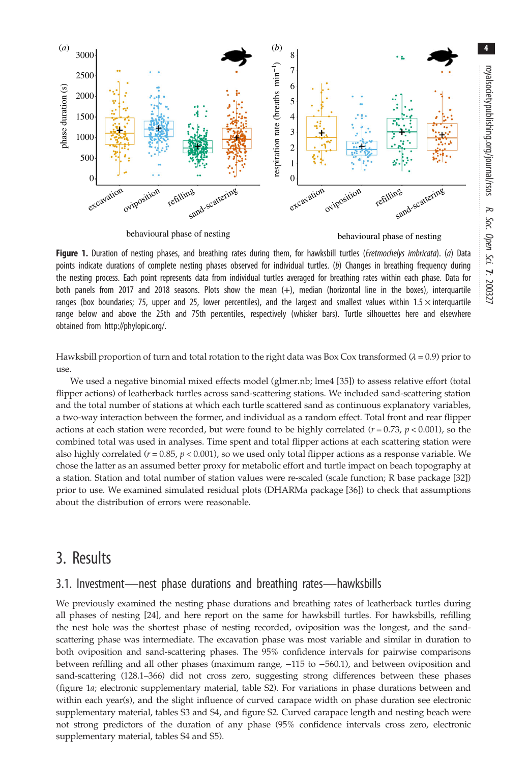**Figure 1.** Duration of nesting phases, and breathing rates during them, for hawksbill turtles (*Eretmochelys imbricata*). (*a*) Data points indicate durations of complete nesting phases observed for individual turtles. (*b*) Changes in breathing frequency during the nesting process. Each point represents data from individual turtles averaged for breathing rates within each phase. Data for both panels from 2017 and 2018 seasons. Plots show the mean (+), median (horizontal line in the boxes), interquartile ranges (box boundaries; 75, upper and 25, lower percentiles), and the largest and smallest values within 1.5 × interquartile range below and above the 25th and 75th percentiles, respectively (whisker bars). Turtle silhouettes here and elsewhere obtained from http://phylopic.org/.

Hawksbill proportion of turn and total rotation to the right data was Box Cox transformed ($\lambda = 0.9$) prior to use.

We used a negative binomial mixed effects model (glmer.nb; lme4 [35]) to assess relative effort (total flipper actions) of leatherback turtles across sand-scattering stations. We included sand-scattering station and the total number of stations at which each turtle scattered sand as continuous explanatory variables, a two-way interaction between the former, and individual as a random effect. Total front and rear flipper actions at each station were recorded, but were found to be highly correlated ($r = 0.73$, $p < 0.001$), so the combined total was used in analyses. Time spent and total flipper actions at each scattering station were also highly correlated ($r = 0.85$, $p < 0.001$), so we used only total flipper actions as a response variable. We chose the latter as an assumed better proxy for metabolic effort and turtle impact on beach topography at a station. Station and total number of station values were re-scaled (scale function; R base package [32]) prior to use. We examined simulated residual plots (DHARMa package [36]) to check that assumptions about the distribution of errors were reasonable.

# 3. Results

## 3.1. Investment—nest phase durations and breathing rates—hawksbills

We previously examined the nesting phase durations and breathing rates of leatherback turtles during all phases of nesting [24], and here report on the same for hawksbill turtles. For hawksbills, refilling the nest hole was the shortest phase of nesting recorded, oviposition was the longest, and the sand-scattering phase was intermediate. The excavation phase was most variable and similar in duration to both oviposition and sand-scattering phases. The 95% confidence intervals for pairwise comparisons between refilling and all other phases (maximum range, −115 to −560.1), and between oviposition and sand-scattering (128.1–366) did not cross zero, suggesting strong differences between these phases (figure 1*a*; electronic supplementary material, table S2). For variations in phase durations between and within each year(s), and the slight influence of curved carapace width on phase duration see electronic supplementary material, tables S3 and S4, and figure S2. Curved carapace length and nesting beach were not strong predictors of the duration of any phase (95% confidence intervals cross zero, electronic supplementary material, tables S4 and S5).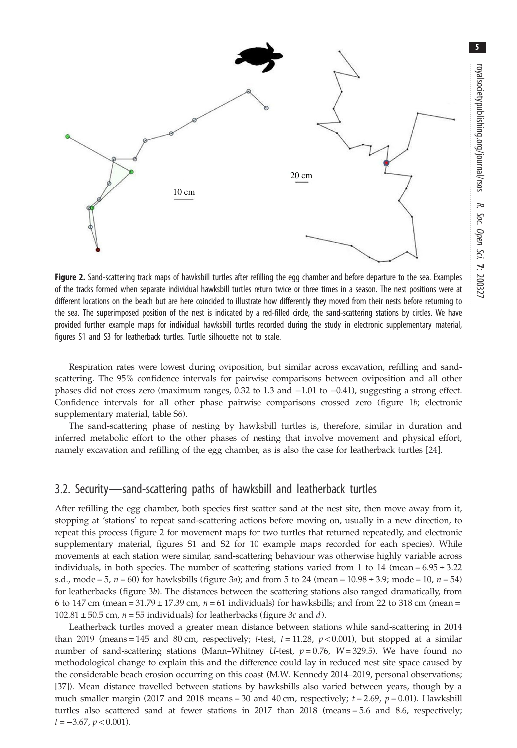**Figure 2.** Sand-scattering track maps of hawksbill turtles after refilling the egg chamber and before departure to the sea. Examples of the tracks formed when separate individual hawksbill turtles return twice or three times in a season. The nest positions were at different locations on the beach but are here coincided to illustrate how differently they moved from their nests before returning to the sea. The superimposed position of the nest is indicated by a red-filled circle, the sand-scattering stations by circles. We have provided further example maps for individual hawksbill turtles recorded during the study in electronic supplementary material, figures S1 and S3 for leatherback turtles. Turtle silhouette not to scale.

Respiration rates were lowest during oviposition, but similar across excavation, refilling and sand-scattering. The 95% confidence intervals for pairwise comparisons between oviposition and all other phases did not cross zero (maximum ranges, 0.32 to 1.3 and −1.01 to −0.41), suggesting a strong effect. Confidence intervals for all other phase pairwise comparisons crossed zero (figure 1*b*; electronic supplementary material, table S6).

The sand-scattering phase of nesting by hawksbill turtles is, therefore, similar in duration and inferred metabolic effort to the other phases of nesting that involve movement and physical effort, namely excavation and refilling of the egg chamber, as is also the case for leatherback turtles [24].

## 3.2. Security—sand-scattering paths of hawksbill and leatherback turtles

After refilling the egg chamber, both species first scatter sand at the nest site, then move away from it, stopping at 'stations' to repeat sand-scattering actions before moving on, usually in a new direction, to repeat this process (figure 2 for movement maps for two turtles that returned repeatedly, and electronic supplementary material, figures S1 and S2 for 10 example maps recorded for each species). While movements at each station were similar, sand-scattering behaviour was otherwise highly variable across individuals, in both species. The number of scattering stations varied from 1 to 14 (mean = $6.95 \pm 3.22$ s.d., mode = 5, $n = 60$) for hawksbills (figure 3*a*); and from 5 to 24 (mean = $10.98 \pm 3.9$; mode = 10, $n = 54$) for leatherbacks (figure 3*b*). The distances between the scattering stations also ranged dramatically, from 6 to 147 cm (mean = $31.79 \pm 17.39$ cm, $n = 61$ individuals) for hawksbills; and from 22 to 318 cm (mean = $102.81 \pm 50.5$ cm, $n = 55$ individuals) for leatherbacks (figure 3*c* and *d*).

Leatherback turtles moved a greater mean distance between stations while sand-scattering in 2014 than 2019 (means = 145 and 80 cm, respectively; *t*-test, $t = 11.28$, $p < 0.001$), but stopped at a similar number of sand-scattering stations (Mann–Whitney *U*-test, $p = 0.76$, $W = 329.5$). We have found no methodological change to explain this and the difference could lay in reduced nest site space caused by the considerable beach erosion occurring on this coast (M.W. Kennedy 2014–2019, personal observations; [37]). Mean distance travelled between stations by hawksbills also varied between years, though by a much smaller margin (2017 and 2018 means = 30 and 40 cm, respectively; $t = 2.69$, $p = 0.01$). Hawksbill turtles also scattered sand at fewer stations in 2017 than 2018 (means = 5.6 and 8.6, respectively; $t = -3.67$, $p < 0.001$).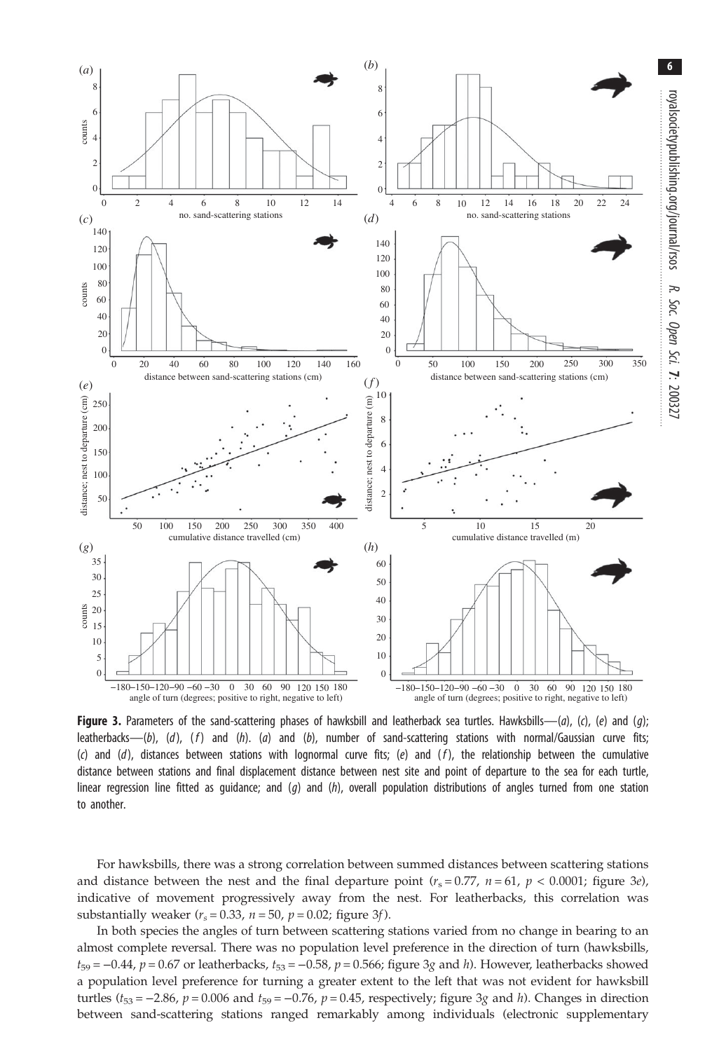**Figure 3.** Parameters of the sand-scattering phases of hawksbill and leatherback sea turtles. Hawksbills—(*a*), (*c*), (*e*) and (*g*); leatherbacks—(*b*), (*d*), (*f*) and (*h*). (*a*) and (*b*), number of sand-scattering stations with normal/Gaussian curve fits; (*c*) and (*d*), distances between stations with lognormal curve fits; (*e*) and (*f*), the relationship between the cumulative distance between stations and final displacement distance between nest site and point of departure to the sea for each turtle, linear regression line fitted as guidance; and (*g*) and (*h*), overall population distributions of angles turned from one station to another.

For hawksbills, there was a strong correlation between summed distances between scattering stations and distance between the nest and the final departure point ($r_s = 0.77$, $n = 61$, $p < 0.0001$; figure 3*e*), indicative of movement progressively away from the nest. For leatherbacks, this correlation was substantially weaker ($r_s = 0.33$, $n = 50$, $p = 0.02$; figure 3*f*).

In both species the angles of turn between scattering stations varied from no change in bearing to an almost complete reversal. There was no population level preference in the direction of turn (hawksbills, $t_{59} = -0.44$, $p = 0.67$ or leatherbacks, $t_{53} = -0.58$, $p = 0.566$; figure 3*g* and *h*). However, leatherbacks showed a population level preference for turning a greater extent to the left that was not evident for hawksbill turtles ($t_{53} = -2.86$, $p = 0.006$ and $t_{59} = -0.76$, $p = 0.45$, respectively; figure 3*g* and *h*). Changes in direction between sand-scattering stations ranged remarkably among individuals (electronic supplementary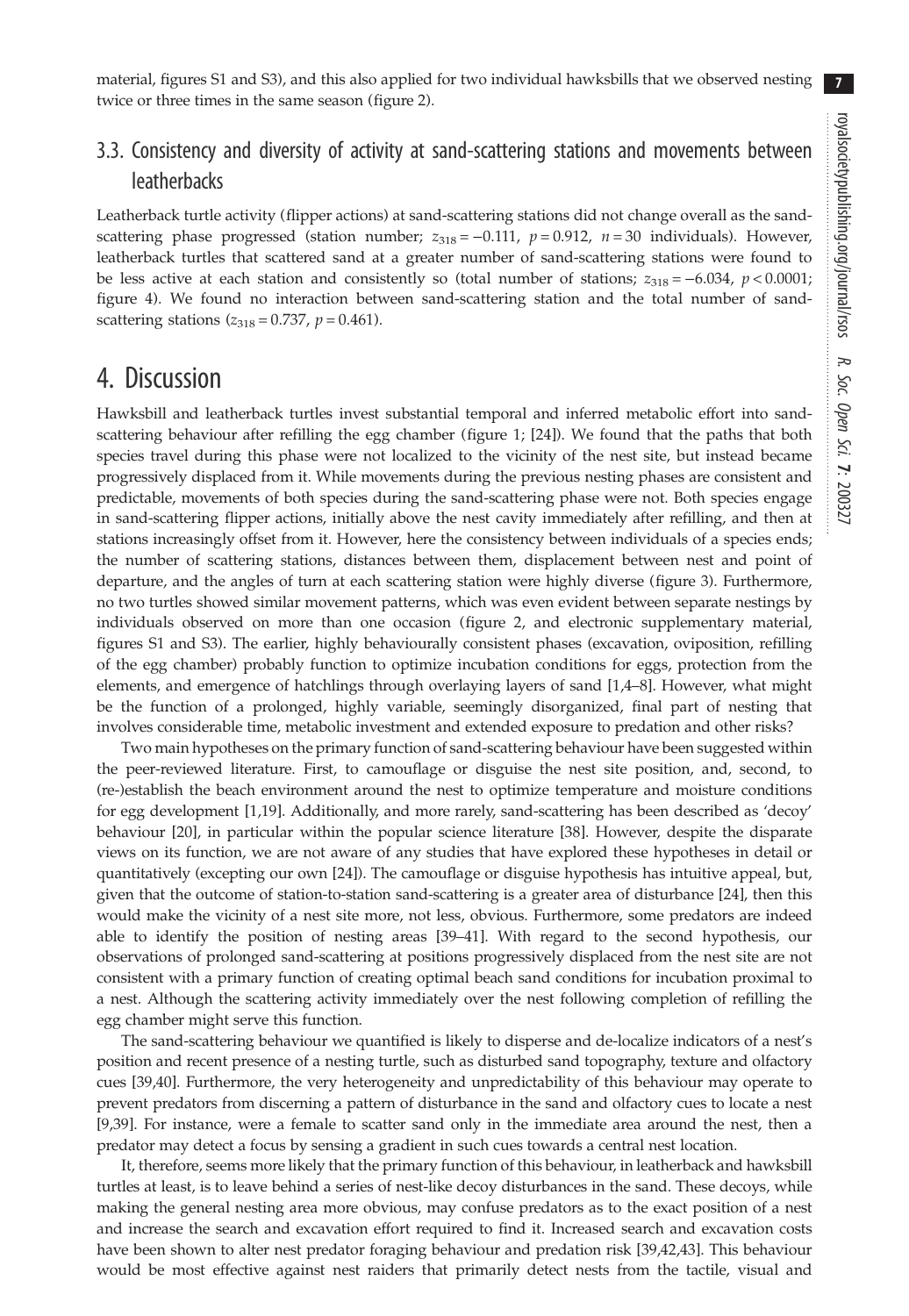material, figures S1 and S3), and this also applied for two individual hawksbills that we observed nesting twice or three times in the same season (figure 2).

## 3.3. Consistency and diversity of activity at sand-scattering stations and movements between leatherbacks

Leatherback turtle activity (flipper actions) at sand-scattering stations did not change overall as the sand-scattering phase progressed (station number; $z_{318} = -0.111$, $p = 0.912$, $n = 30$ individuals). However, leatherback turtles that scattered sand at a greater number of sand-scattering stations were found to be less active at each station and consistently so (total number of stations; $z_{318} = -6.034$, $p < 0.0001$; figure 4). We found no interaction between sand-scattering station and the total number of sand-scattering stations ($z_{318} = 0.737$, $p = 0.461$).

# 4. Discussion

Hawksbill and leatherback turtles invest substantial temporal and inferred metabolic effort into sand-scattering behaviour after refilling the egg chamber (figure 1; [24]). We found that the paths that both species travel during this phase were not localized to the vicinity of the nest site, but instead became progressively displaced from it. While movements during the previous nesting phases are consistent and predictable, movements of both species during the sand-scattering phase were not. Both species engage in sand-scattering flipper actions, initially above the nest cavity immediately after refilling, and then at stations increasingly offset from it. However, here the consistency between individuals of a species ends; the number of scattering stations, distances between them, displacement between nest and point of departure, and the angles of turn at each scattering station were highly diverse (figure 3). Furthermore, no two turtles showed similar movement patterns, which was even evident between separate nestings by individuals observed on more than one occasion (figure 2, and electronic supplementary material, figures S1 and S3). The earlier, highly behaviourally consistent phases (excavation, oviposition, refilling of the egg chamber) probably function to optimize incubation conditions for eggs, protection from the elements, and emergence of hatchlings through overlaying layers of sand [1,4–8]. However, what might be the function of a prolonged, highly variable, seemingly disorganized, final part of nesting that involves considerable time, metabolic investment and extended exposure to predation and other risks?

Two main hypotheses on the primary function of sand-scattering behaviour have been suggested within the peer-reviewed literature. First, to camouflage or disguise the nest site position, and, second, to (re-)establish the beach environment around the nest to optimize temperature and moisture conditions for egg development [1,19]. Additionally, and more rarely, sand-scattering has been described as 'decoy' behaviour [20], in particular within the popular science literature [38]. However, despite the disparate views on its function, we are not aware of any studies that have explored these hypotheses in detail or quantitatively (excepting our own [24]). The camouflage or disguise hypothesis has intuitive appeal, but, given that the outcome of station-to-station sand-scattering is a greater area of disturbance [24], then this would make the vicinity of a nest site more, not less, obvious. Furthermore, some predators are indeed able to identify the position of nesting areas [39–41]. With regard to the second hypothesis, our observations of prolonged sand-scattering at positions progressively displaced from the nest site are not consistent with a primary function of creating optimal beach sand conditions for incubation proximal to a nest. Although the scattering activity immediately over the nest following completion of refilling the egg chamber might serve this function.

The sand-scattering behaviour we quantified is likely to disperse and de-localize indicators of a nest's position and recent presence of a nesting turtle, such as disturbed sand topography, texture and olfactory cues [39,40]. Furthermore, the very heterogeneity and unpredictability of this behaviour may operate to prevent predators from discerning a pattern of disturbance in the sand and olfactory cues to locate a nest [9,39]. For instance, were a female to scatter sand only in the immediate area around the nest, then a predator may detect a focus by sensing a gradient in such cues towards a central nest location.

It, therefore, seems more likely that the primary function of this behaviour, in leatherback and hawksbill turtles at least, is to leave behind a series of nest-like decoy disturbances in the sand. These decoys, while making the general nesting area more obvious, may confuse predators as to the exact position of a nest and increase the search and excavation effort required to find it. Increased search and excavation costs have been shown to alter nest predator foraging behaviour and predation risk [39,42,43]. This behaviour would be most effective against nest raiders that primarily detect nests from the tactile, visual and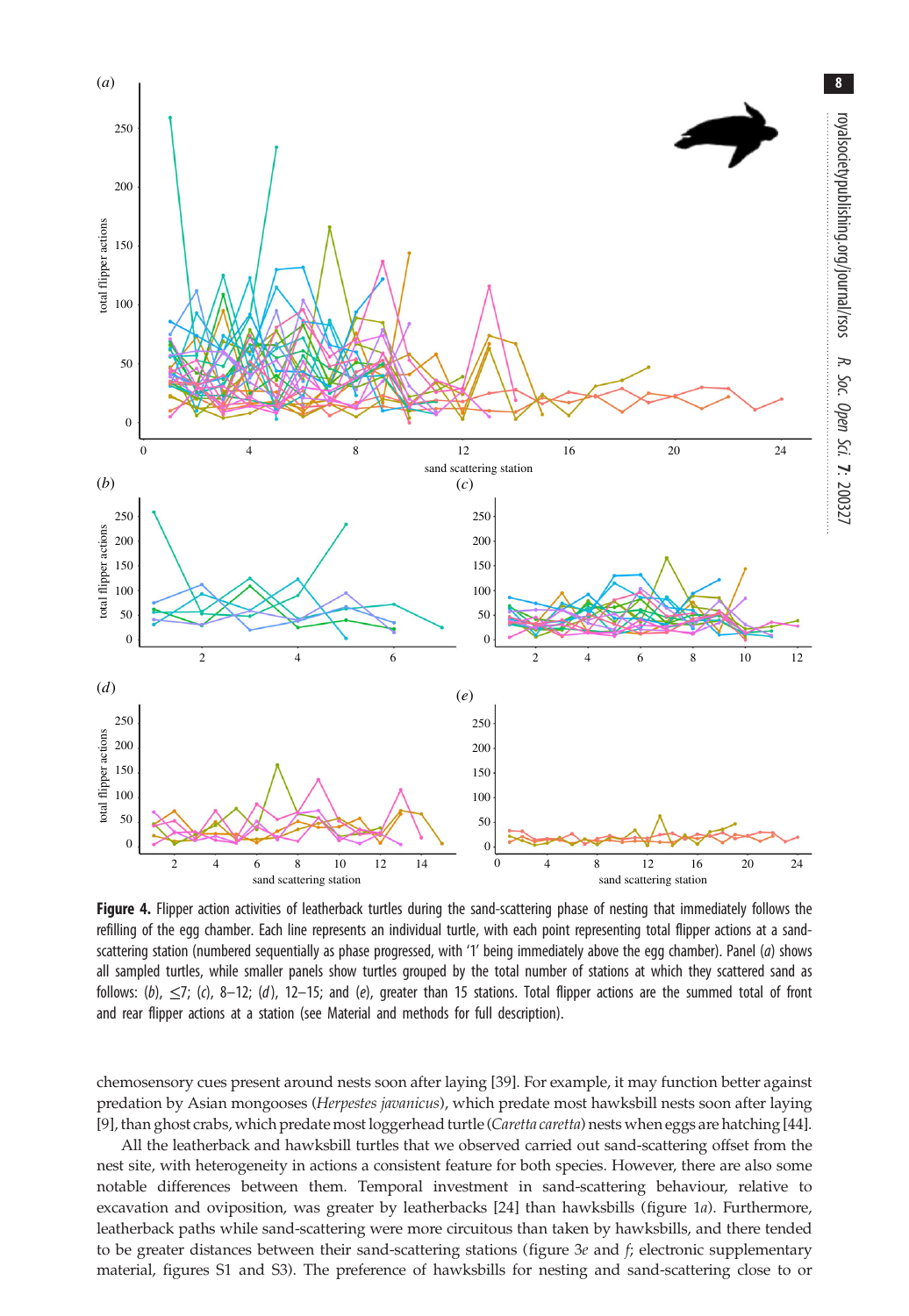**Figure 4.** Flipper action activities of leatherback turtles during the sand-scattering phase of nesting that immediately follows the refilling of the egg chamber. Each line represents an individual turtle, with each point representing total flipper actions at a sand-scattering station (numbered sequentially as phase progressed, with '1' being immediately above the egg chamber). Panel (*a*) shows all sampled turtles, while smaller panels show turtles grouped by the total number of stations at which they scattered sand as follows: (*b*), ≤7; (*c*), 8–12; (*d*), 12–15; and (*e*), greater than 15 stations. Total flipper actions are the summed total of front and rear flipper actions at a station (see Material and methods for full description).

chemosensory cues present around nests soon after laying [39]. For example, it may function better against predation by Asian mongooses (*Herpestes javanicus*), which predate most hawksbill nests soon after laying [9], than ghost crabs, which predate most loggerhead turtle (*Caretta caretta*) nests when eggs are hatching [44].

All the leatherback and hawksbill turtles that we observed carried out sand-scattering offset from the nest site, with heterogeneity in actions a consistent feature for both species. However, there are also some notable differences between them. Temporal investment in sand-scattering behaviour, relative to excavation and oviposition, was greater by leatherbacks [24] than hawksbills (figure 1*a*). Furthermore, leatherback paths while sand-scattering were more circuitous than taken by hawksbills, and there tended to be greater distances between their sand-scattering stations (figure 3*e* and *f*; electronic supplementary material, figures S1 and S3). The preference of hawksbills for nesting and sand-scattering close to or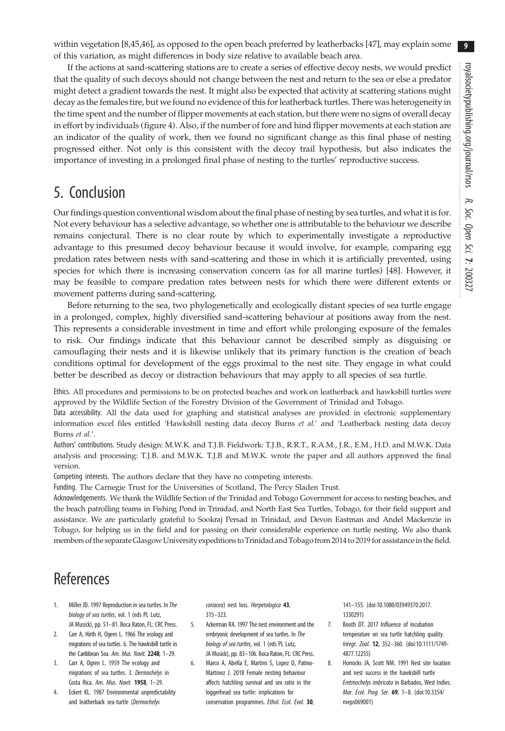within vegetation [8,45,46], as opposed to the open beach preferred by leatherbacks [47], may explain some of this variation, as might differences in body size relative to available beach area.

If the actions at sand-scattering stations are to create a series of effective decoy nests, we would predict that the quality of such decoys should not change between the nest and return to the sea or else a predator might detect a gradient towards the nest. It might also be expected that activity at scattering stations might decay as the females tire, but we found no evidence of this for leatherback turtles. There was heterogeneity in the time spent and the number of flipper movements at each station, but there were no signs of overall decay in effort by individuals (figure 4). Also, if the number of fore and hind flipper movements at each station are an indicator of the quality of work, then we found no significant change as this final phase of nesting progressed either. Not only is this consistent with the decoy trail hypothesis, but also indicates the importance of investing in a prolonged final phase of nesting to the turtles' reproductive success.

## 5. Conclusion

Our findings question conventional wisdom about the final phase of nesting by sea turtles, and what it is for. Not every behaviour has a selective advantage, so whether one is attributable to the behaviour we describe remains conjectural. There is no clear route by which to experimentally investigate a reproductive advantage to this presumed decoy behaviour because it would involve, for example, comparing egg predation rates between nests with sand-scattering and those in which it is artificially prevented, using species for which there is increasing conservation concern (as for all marine turtles) [48]. However, it may be feasible to compare predation rates between nests for which there were different extents or movement patterns during sand-scattering.

Before returning to the sea, two phylogenetically and ecologically distant species of sea turtle engage in a prolonged, complex, highly diversified sand-scattering behaviour at positions away from the nest. This represents a considerable investment in time and effort while prolonging exposure of the females to risk. Our findings indicate that this behaviour cannot be described simply as disguising or camouflaging their nests and it is likewise unlikely that its primary function is the creation of beach conditions optimal for development of the eggs proximal to the nest site. They engage in what could better be described as decoy or distraction behaviours that may apply to all species of sea turtle.

Ethics. All procedures and permissions to be on protected beaches and work on leatherback and hawksbill turtles were approved by the Wildlife Section of the Forestry Division of the Government of Trinidad and Tobago.

Data accessibility. All the data used for graphing and statistical analyses are provided in electronic supplementary information excel files entitled 'Hawksbill nesting data decoy Burns *et al.*' and 'Leatherback nesting data decoy Burns *et al.*'.

Authors' contributions. Study design: M.W.K. and T.J.B. Fieldwork: T.J.B., R.R.T., R.A.M., J.R., E.M., H.D. and M.W.K. Data analysis and processing: T.J.B. and M.W.K. T.J.B and M.W.K. wrote the paper and all authors approved the final version.

Competing interests. The authors declare that they have no competing interests.

Funding. The Carnegie Trust for the Universities of Scotland, The Percy Sladen Trust.

Acknowledgements. We thank the Wildlife Section of the Trinidad and Tobago Government for access to nesting beaches, and the beach patrolling teams in Fishing Pond in Trinidad, and North East Sea Turtles, Tobago, for their field support and assistance. We are particularly grateful to Sookraj Persad in Trinidad, and Devon Eastman and Andel Mackenzie in Tobago, for helping us in the field and for passing on their considerable experience on turtle nesting. We also thank members of the separate Glasgow University expeditions to Trinidad and Tobago from 2014 to 2019 for assistance in the field.

## References

1. Miller JD. 1997 Reproduction in sea turtles. In *The biology of sea turtles*, vol. 1 (eds PL Lutz, JA Musick), pp. 51–81. Boca Raton, FL: CRC Press.
2. Carr A, Hirth H, Ogern L. 1966 The ecology and migrations of sea turtles. 6. The hawksbill turtle in the Caribbean Sea. *Am. Mus. Novit.* **2248**, 1–29.
3. Carr A, Ogren L. 1959 The ecology and migrations of sea turtles. 3. *Dermochelys* in Costa Rica. *Am. Mus. Novit.* **1958**, 1–29.
4. Eckert KL. 1987 Environmental unpredictability and leatherback sea-turtle (*Dermochelys coriacea*) nest loss. *Herpetologica* **43**, 315–323.
5. Ackerman RA. 1997 The nest environment and the embryonic development of sea turtles. In *The biology of sea turtles*, vol. 1 (eds PL Lutz, JA Musick), pp. 83–106. Boca Raton, FL: CRC Press.
6. Marco A, Abella E, Martins S, Lopez O, Patino-Martinez J. 2018 Female nesting behaviour affects hatchling survival and sex ratio in the loggerhead sea turtle: implications for conservation programmes. *Ethol. Ecol. Evol.* **30**, 141–155. (doi:10.1080/03949370.2017.1330291)
7. Booth DT. 2017 Influence of incubation temperature on sea turtle hatchling quality. *Integr. Zool.* **12**, 352–360. (doi:10.1111/1749-4877.12255)
8. Horrocks JA, Scott NM. 1991 Nest site location and nest success in the hawksbill turtle *Eretmochelys imbricata* in Barbados, West Indies. *Mar. Ecol. Prog. Ser.* **69**, 1–8. (doi:10.3354/meps069001)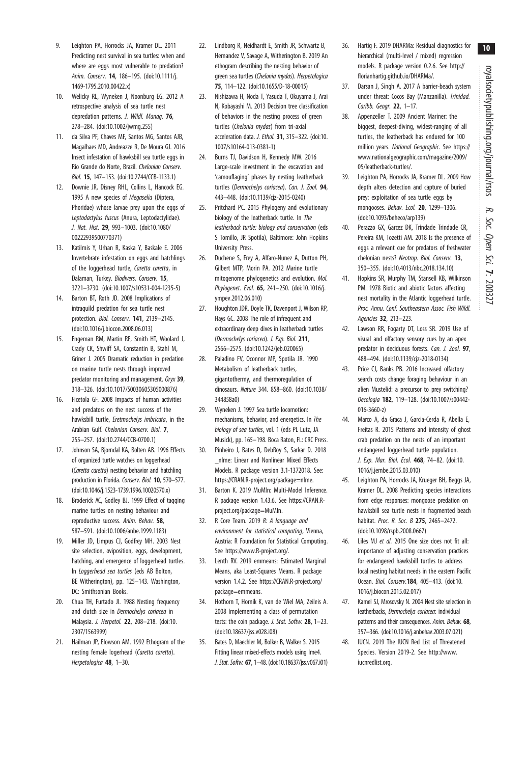9. Leighton PA, Horrocks JA, Kramer DL. 2011 Predicting nest survival in sea turtles: when and where are eggs most vulnerable to predation? *Anim. Conserv.* **14**, 186–195. (doi:10.1111/j.1469-1795.2010.00422.x)
10. Welicky RL, Wyneken J, Noonburg EG. 2012 A retrospective analysis of sea turtle nest depredation patterns. *J. Wildl. Manag.* **76**, 278–284. (doi:10.1002/jwmg.255)
11. da Silva PF, Chaves MF, Santos MG, Santos AJB, Magalhaes MD, Andreazze R, De Moura GJ. 2016 Insect infestation of hawksbill sea turtle eggs in Rio Grande do Norte, Brazil. *Chelonian Conserv. Biol.* **15**, 147–153. (doi:10.2744/CCB-1133.1)
12. Downie JR, Disney RHL, Collins L, Hancock EG. 1995 A new species of *Megaselia* (Diptera, Phoridae) whose larvae prey upon the eggs of *Leptodactylus fuscus* (Anura, Leptodactylidae). *J. Nat. Hist.* **29**, 993–1003. (doi:10.1080/00222939500770371)
13. Katilmis Y, Urhan R, Kaska Y, Baskale E. 2006 Invertebrate infestation on eggs and hatchlings of the loggerhead turtle, *Caretta caretta*, in Dalaman, Turkey. *Biodivers. Conserv.* **15**, 3721–3730. (doi:10.1007/s10531-004-1235-5)
14. Barton BT, Roth JD. 2008 Implications of intraguild predation for sea turtle nest protection. *Biol. Conserv.* **141**, 2139–2145. (doi:10.1016/j.biocon.2008.06.013)
15. Engeman RM, Martin RE, Smith HT, Woolard J, Crady CK, Shwiff SA, Constantin B, Stahl M, Griner J. 2005 Dramatic reduction in predation on marine turtle nests through improved predator monitoring and management. *Oryx* **39**, 318–326. (doi:10.1017/S0030605305000876)
16. Ficetola GF. 2008 Impacts of human activities and predators on the nest success of the hawksbill turtle, *Eretmochelys imbricata*, in the Arabian Gulf. *Chelonian Conserv. Biol.* **7**, 255–257. (doi:10.2744/CCB-0700.1)
17. Johnson SA, Bjorndal KA, Bolten AB. 1996 Effects of organized turtle watches on loggerhead (*Caretta caretta*) nesting behavior and hatchling production in Florida. *Conserv. Biol.* **10**, 570–577. (doi:10.1046/j.1523-1739.1996.10020570.x)
18. Broderick AC, Godley BJ. 1999 Effect of tagging marine turtles on nesting behaviour and reproductive success. *Anim. Behav.* **58**, 587–591. (doi:10.1006/anbe.1999.1183)
19. Miller JD, Limpus CJ, Godfrey MH. 2003 Nest site selection, oviposition, eggs, development, hatching, and emergence of loggerhead turtles. In *Loggerhead sea turtles* (eds AB Bolton, BE Witherington), pp. 125–143. Washington, DC: Smithsonian Books.
20. Chua TH, Furtado JI. 1988 Nesting frequency and clutch size in *Dermochelys coriacea* in Malaysia. *J. Herpetol.* **22**, 208–218. (doi:10.2307/1563999)
21. Hailman JP, Elowson AM. 1992 Ethogram of the nesting female loggerhead (*Caretta caretta*). *Herpetologica* **48**, 1–30.
22. Lindborg R, Neidhardt E, Smith JR, Schwartz B, Hernandez V, Savage A, Witherington B. 2019 An ethogram describing the nesting behavior of green sea turtles (*Chelonia mydas*). *Herpetologica* **75**, 114–122. (doi:10.1655/D-18-00015)
23. Nishizawa H, Noda T, Yasuda T, Okuyama J, Arai N, Kobayashi M. 2013 Decision tree classification of behaviors in the nesting process of green turtles (*Chelonia mydas*) from tri-axial acceleration data. *J. Ethol.* **31**, 315–322. (doi:10.1007/s10164-013-0381-1)
24. Burns TJ, Davidson H, Kennedy MW. 2016 Large-scale investment in the excavation and 'camouflaging' phases by nesting leatherback turtles (*Dermochelys coriacea*). *Can. J. Zool.* **94**, 443–448. (doi:10.1139/cjz-2015-0240)
25. Pritchard PC. 2015 Phylogeny and evolutionary biology of the leatherback turtle. In *The leatherback turtle: biology and conservation* (eds S Tomillo, JR Spotila), Baltimore: John Hopkins University Press.
26. Duchene S, Frey A, Alfaro-Nunez A, Dutton PH, Gilbert MTP, Morin PA. 2012 Marine turtle mitogenome phylogenetics and evolution. *Mol. Phylogenet. Evol.* **65**, 241–250. (doi:10.1016/j.ympev.2012.06.010)
27. Houghton JDR, Doyle TK, Davenport J, Wilson RP, Hays GC. 2008 The role of infrequent and extraordinary deep dives in leatherback turtles (*Dermochelys coriacea*). *J. Exp. Biol.* **211**, 2566–2575. (doi:10.1242/jeb.020065)
28. Paladino FV, Oconnor MP, Spotila JR. 1990 Metabolism of leatherback turtles, gigantothermy, and thermoregulation of dinosaurs. *Nature* 344. 858–860. (doi:10.1038/344858a0)
29. Wyneken J. 1997 Sea turtle locomotion: mechanisms, behavior, and energetics. In *The biology of sea turtles*, vol. 1 (eds PL Lutz, JA Musick), pp. 165–198. Boca Raton, FL: CRC Press.
30. Pinheiro J, Bates D, DebRoy S, Sarkar D. 2018 _nlme: Linear and Nonlinear Mixed Effects Models. R package version 3.1-1372018. See: https://CRAN.R-project.org/package=nlme.
31. Barton K. 2019 MuMIn: Multi-Model Inference. R package version 1.43.6. See https://CRAN.R-project.org/package=MuMIn.
32. R Core Team. 2019 *R: A language and environment for statistical computing*, Vienna, Austria: R Foundation for Statistical Computing. See https://www.R-project.org/.
33. Lenth RV. 2019 emmeans: Estimated Marginal Means, aka Least-Squares Means. R package version 1.4.2. See https://CRAN.R-project.org/package=emmeans.
34. Hothorn T, Hornik K, van de Wiel MA, Zeileis A. 2008 Implementing a class of permutation tests: the coin package. *J. Stat. Softw.* **28**, 1–23. (doi:10.18637/jss.v028.i08)
35. Bates D, Maechler M, Bolker B, Walker S. 2015 Fitting linear mixed-effects models using lme4. *J. Stat. Softw.* **67**, 1–48. (doi:10.18637/jss.v067.i01)
36. Hartig F. 2019 DHARMa: Residual diagnostics for hierarchical (multi-level / mixed) regression models. R package version 0.2.6. See http://florianhartig.github.io/DHARMa/.
37. Darsan J, Singh A. 2017 A barrier-beach system under threat: Cocos Bay (Manzanilla). *Trinidad. Caribb. Geogr.* **22**, 1–17.
38. Appenzeller T. 2009 Ancient Mariner: the biggest, deepest-diving, widest-ranging of all turtles, the leatherback has endured for 100 million years. *National Geographic*. See https://www.nationalgeographic.com/magazine/2009/05/leatherback-turtles/.
39. Leighton PA, Horrocks JA, Kramer DL. 2009 How depth alters detection and capture of buried prey: exploitation of sea turtle eggs by mongooses. *Behav. Ecol.* **20**, 1299–1306. (doi:10.1093/beheco/arp139)
40. Perazzo GX, Garcez DK, Trindade Trindade CR, Pereira KM, Tozetti AM. 2018 Is the presence of eggs a relevant cue for predators of freshwater chelonian nests? *Neotrop. Biol. Conserv.* **13**, 350–355. (doi:10.4013/nbc.2018.134.10)
41. Hopkins SR, Murphy TM, Stansell KB, Wilkinson PM. 1978 Biotic and abiotic factors affecting nest mortality in the Atlantic loggerhead turtle. *Proc. Annu. Conf. Southeastern Assoc. Fish Wildl. Agencies* **32**, 213–223.
42. Lawson RR, Fogarty DT, Loss SR. 2019 Use of visual and olfactory sensory cues by an apex predator in deciduous forests. *Can. J. Zool.* **97**, 488–494. (doi:10.1139/cjz-2018-0134)
43. Price CJ, Banks PB. 2016 Increased olfactory search costs change foraging behaviour in an alien Mustelid: a precursor to prey switching? *Oecologia* **182**, 119–128. (doi:10.1007/s00442-016-3660-z)
44. Marco A, da Graca J, Garcia-Cerda R, Abella E, Freitas R. 2015 Patterns and intensity of ghost crab predation on the nests of an important endangered loggerhead turtle population. *J. Exp. Mar. Biol. Ecol.* **468**, 74–82. (doi:10.1016/j.jembe.2015.03.010)
45. Leighton PA, Horrocks JA, Krueger BH, Beggs JA, Kramer DL. 2008 Predicting species interactions from edge responses: mongoose predation on hawksbill sea turtle nests in fragmented beach habitat. *Proc. R. Soc. B* **275**, 2465–2472. (doi:10.1098/rspb.2008.0667)
46. Liles MJ *et al.* 2015 One size does not fit all: importance of adjusting conservation practices for endangered hawksbill turtles to address local nesting habitat needs in the eastern Pacific Ocean. *Biol. Conserv.*.**184**, 405–413. (doi:10.1016/j.biocon.2015.02.017)
47. Kamel SJ, Mrosovsky N. 2004 Nest site selection in leatherbacks, *Dermochelys coriacea*: individual patterns and their consequences. *Anim. Behav.* **68**, 357–366. (doi:10.1016/j.anbehav.2003.07.021)
48. IUCN. 2019 The IUCN Red List of Threatened Species. Version 2019-2. See http://www.iucnredlist.org.